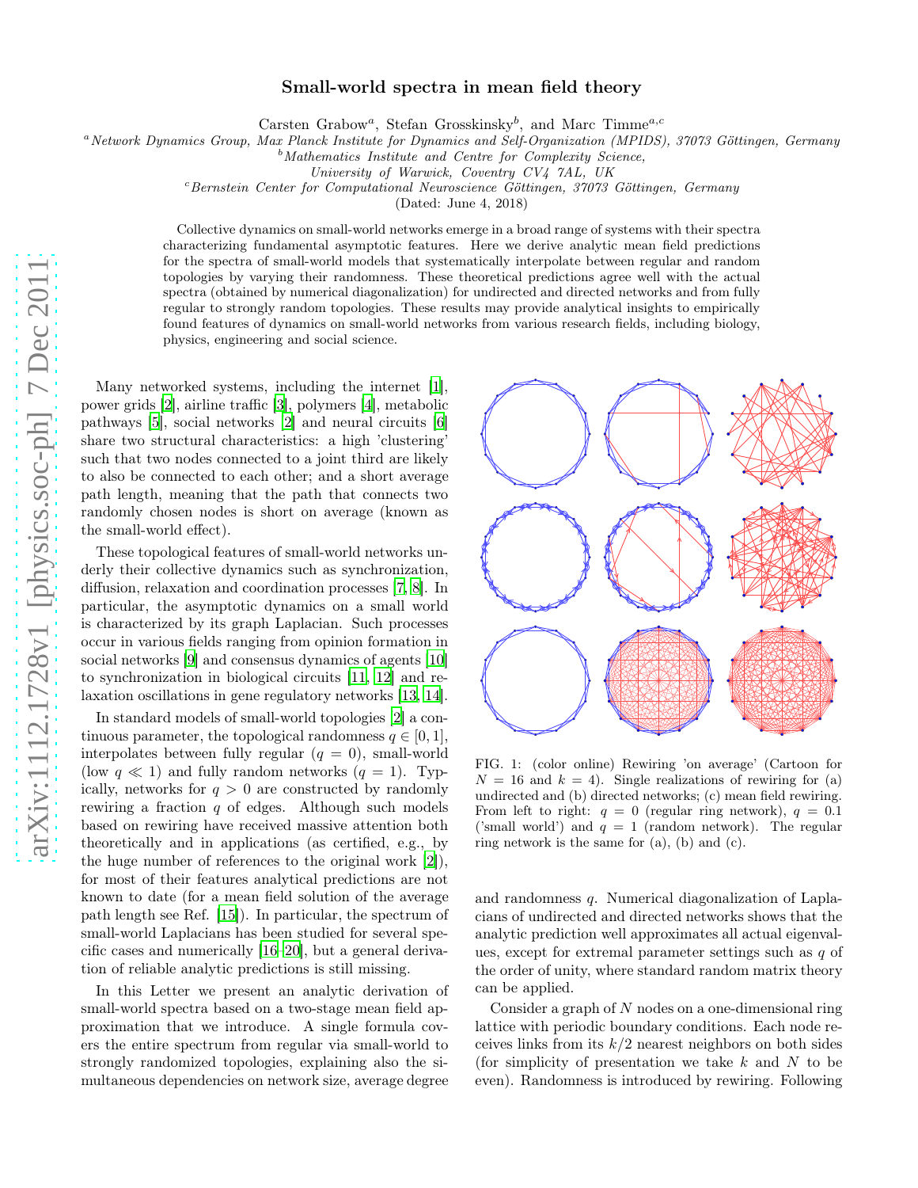# Small-world spectra in mean field theory

Carsten Grabow[a], Stefan Grosskinsky[b], and Marc Timme[a,c]

[a]*Network Dynamics Group, Max Planck Institute for Dynamics and Self-Organization (MPIDS), 37073 Göttingen, Germany*
[b]*Mathematics Institute and Centre for Complexity Science, University of Warwick, Coventry CV4 7AL, UK*
[c]*Bernstein Center for Computational Neuroscience Göttingen, 37073 Göttingen, Germany*

(Dated: June 4, 2018)

Collective dynamics on small-world networks emerge in a broad range of systems with their spectra characterizing fundamental asymptotic features. Here we derive analytic mean field predictions for the spectra of small-world models that systematically interpolate between regular and random topologies by varying their randomness. These theoretical predictions agree well with the actual spectra (obtained by numerical diagonalization) for undirected and directed networks and from fully regular to strongly random topologies. These results may provide analytical insights to empirically found features of dynamics on small-world networks from various research fields, including biology, physics, engineering and social science.

Many networked systems, including the internet [1], power grids [2], airline traffic [3], polymers [4], metabolic pathways [5], social networks [2] and neural circuits [6] share two structural characteristics: a high 'clustering' such that two nodes connected to a joint third are likely to also be connected to each other; and a short average path length, meaning that the path that connects two randomly chosen nodes is short on average (known as the small-world effect).

These topological features of small-world networks underly their collective dynamics such as synchronization, diffusion, relaxation and coordination processes [7, 8]. In particular, the asymptotic dynamics on a small world is characterized by its graph Laplacian. Such processes occur in various fields ranging from opinion formation in social networks [9] and consensus dynamics of agents [10] to synchronization in biological circuits [11, 12] and relaxation oscillations in gene regulatory networks [13, 14].

In standard models of small-world topologies [2] a continuous parameter, the topological randomness $q \in [0, 1]$, interpolates between fully regular ($q = 0$), small-world (low $q \ll 1$) and fully random networks ($q = 1$). Typically, networks for $q > 0$ are constructed by randomly rewiring a fraction $q$ of edges. Although such models based on rewiring have received massive attention both theoretically and in applications (as certified, e.g., by the huge number of references to the original work [2]), for most of their features analytical predictions are not known to date (for a mean field solution of the average path length see Ref. [15]). In particular, the spectrum of small-world Laplacians has been studied for several specific cases and numerically [16–20], but a general derivation of reliable analytic predictions is still missing.

In this Letter we present an analytic derivation of small-world spectra based on a two-stage mean field approximation that we introduce. A single formula covers the entire spectrum from regular via small-world to strongly randomized topologies, explaining also the simultaneous dependencies on network size, average degree and randomness $q$. Numerical diagonalization of Laplacians of undirected and directed networks shows that the analytic prediction well approximates all actual eigenvalues, except for extremal parameter settings such as $q$ of the order of unity, where standard random matrix theory can be applied.

FIG. 1: (color online) Rewiring 'on average' (Cartoon for $N = 16$ and $k = 4$). Single realizations of rewiring for (a) undirected and (b) directed networks; (c) mean field rewiring. From left to right: $q = 0$ (regular ring network), $q = 0.1$ ('small world') and $q = 1$ (random network). The regular ring network is the same for (a), (b) and (c).

Consider a graph of $N$ nodes on a one-dimensional ring lattice with periodic boundary conditions. Each node receives links from its $k/2$ nearest neighbors on both sides (for simplicity of presentation we take $k$ and $N$ to be even). Randomness is introduced by rewiring. Following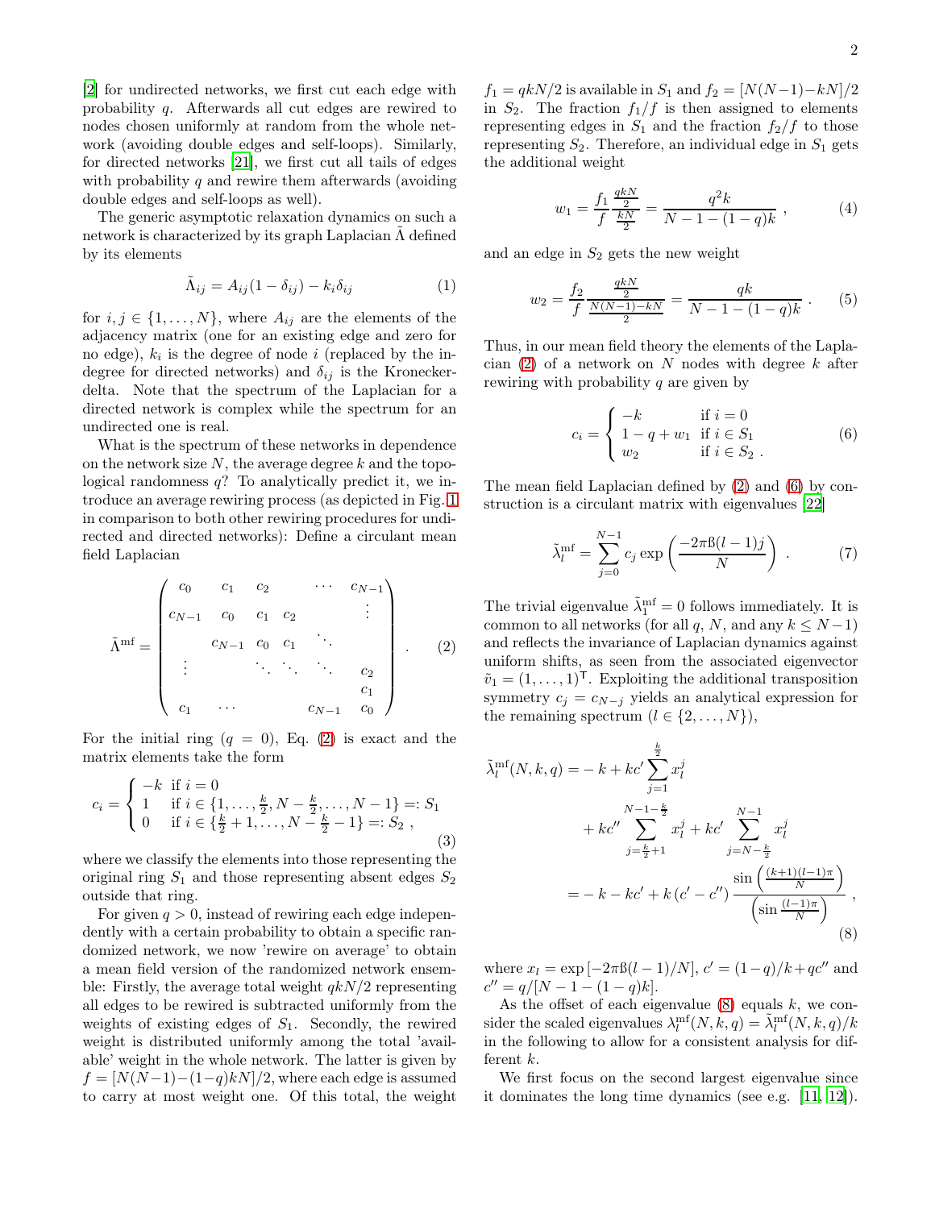[2] for undirected networks, we first cut each edge with probability $q$. Afterwards all cut edges are rewired to nodes chosen uniformly at random from the whole network (avoiding double edges and self-loops). Similarly, for directed networks [21], we first cut all tails of edges with probability $q$ and rewire them afterwards (avoiding double edges and self-loops as well).

The generic asymptotic relaxation dynamics on such a network is characterized by its graph Laplacian $\tilde{\Lambda}$ defined by its elements

$$\tilde{\Lambda}_{ij} = A_{ij}(1-\delta_{ij}) - k_i \delta_{ij} \tag{1}$$

for $i, j \in \{1, \ldots, N\}$, where $A_{ij}$ are the elements of the adjacency matrix (one for an existing edge and zero for no edge), $k_i$ is the degree of node $i$ (replaced by the in-degree for directed networks) and $\delta_{ij}$ is the Kronecker-delta. Note that the spectrum of the Laplacian for a directed network is complex while the spectrum for an undirected one is real.

What is the spectrum of these networks in dependence on the network size $N$, the average degree $k$ and the topological randomness $q$? To analytically predict it, we introduce an average rewiring process (as depicted in Fig. 1 in comparison to both other rewiring procedures for undirected and directed networks): Define a circulant mean field Laplacian

$$\tilde{\Lambda}^{\text{mf}} = \begin{pmatrix} c_0 & c_1 & c_2 & & \cdots & c_{N-1} \\ c_{N-1} & c_0 & c_1 & c_2 & & \vdots \\ & c_{N-1} & c_0 & c_1 & \ddots & \\ \vdots & & \ddots & \ddots & \ddots & c_2 \\ & & & & & c_1 \\ c_1 & \cdots & & & c_{N-1} & c_0 \end{pmatrix} . \tag{2}$$

For the initial ring ($q = 0$), Eq. (2) is exact and the matrix elements take the form

$$c_i = \begin{cases} -k & \text{if } i = 0 \\ 1 & \text{if } i \in \{1, \ldots, \frac{k}{2}, N - \frac{k}{2}, \ldots, N-1\} =: S_1 \\ 0 & \text{if } i \in \{\frac{k}{2}+1, \ldots, N - \frac{k}{2} - 1\} =: S_2 \ , \end{cases} \tag{3}$$

where we classify the elements into those representing the original ring $S_1$ and those representing absent edges $S_2$ outside that ring.

For given $q > 0$, instead of rewiring each edge independently with a certain probability to obtain a specific randomized network, we now 'rewire on average' to obtain a mean field version of the randomized network ensemble: Firstly, the average total weight $qkN/2$ representing all edges to be rewired is subtracted uniformly from the weights of existing edges of $S_1$. Secondly, the rewired weight is distributed uniformly among the total 'available' weight in the whole network. The latter is given by $f = [N(N-1) - (1-q)kN]/2$, where each edge is assumed to carry at most weight one. Of this total, the weight $f_1 = qkN/2$ is available in $S_1$ and $f_2 = [N(N-1) - kN]/2$ in $S_2$. The fraction $f_1/f$ is then assigned to elements representing edges in $S_1$ and the fraction $f_2/f$ to those representing $S_2$. Therefore, an individual edge in $S_1$ gets the additional weight

$$w_1 = \frac{f_1}{f} \frac{\frac{qkN}{2}}{\frac{kN}{2}} = \frac{q^2 k}{N - 1 - (1-q)k} \ , \tag{4}$$

and an edge in $S_2$ gets the new weight

$$w_2 = \frac{f_2}{f} \frac{\frac{qkN}{2}}{\frac{N(N-1)-kN}{2}} = \frac{qk}{N - 1 - (1-q)k} \ . \tag{5}$$

Thus, in our mean field theory the elements of the Laplacian (2) of a network on $N$ nodes with degree $k$ after rewiring with probability $q$ are given by

$$c_i = \begin{cases} -k & \text{if } i = 0 \\ 1 - q + w_1 & \text{if } i \in S_1 \\ w_2 & \text{if } i \in S_2 \ . \end{cases} \tag{6}$$

The mean field Laplacian defined by (2) and (6) by construction is a circulant matrix with eigenvalues [22]

$$\tilde{\lambda}_l^{\text{mf}} = \sum_{j=0}^{N-1} c_j \exp\left(\frac{-2\pi i (l-1) j}{N}\right) \ . \tag{7}$$

The trivial eigenvalue $\tilde{\lambda}_1^{\text{mf}} = 0$ follows immediately. It is common to all networks (for all $q$, $N$, and any $k \leq N-1$) and reflects the invariance of Laplacian dynamics against uniform shifts, as seen from the associated eigenvector $\tilde{v}_1 = (1, \ldots, 1)^{\mathsf{T}}$. Exploiting the additional transposition symmetry $c_j = c_{N-j}$ yields an analytical expression for the remaining spectrum ($l \in \{2, \ldots, N\}$),

$$\begin{aligned} \tilde{\lambda}_l^{\text{mf}}(N, k, q) = & -k + kc' \sum_{j=1}^{\frac{k}{2}} x_l^j \\ & + kc'' \sum_{j=\frac{k}{2}+1}^{N-1-\frac{k}{2}} x_l^j + kc' \sum_{j=N-\frac{k}{2}}^{N-1} x_l^j \\ = & -k - kc' + k\left(c' - c''\right) \frac{\sin\left(\frac{(k+1)(l-1)\pi}{N}\right)}{\left(\sin\frac{(l-1)\pi}{N}\right)} \ , \end{aligned} \tag{8}$$

where $x_l = \exp\left[-2\pi i (l-1)/N\right]$, $c' = (1-q)/k + qc''$ and $c'' = q/[N - 1 - (1-q)k]$.

As the offset of each eigenvalue (8) equals $k$, we consider the scaled eigenvalues $\lambda_l^{\text{mf}}(N, k, q) = \tilde{\lambda}_l^{\text{mf}}(N, k, q)/k$ in the following to allow for a consistent analysis for different $k$.

We first focus on the second largest eigenvalue since it dominates the long time dynamics (see e.g. [11, 12]).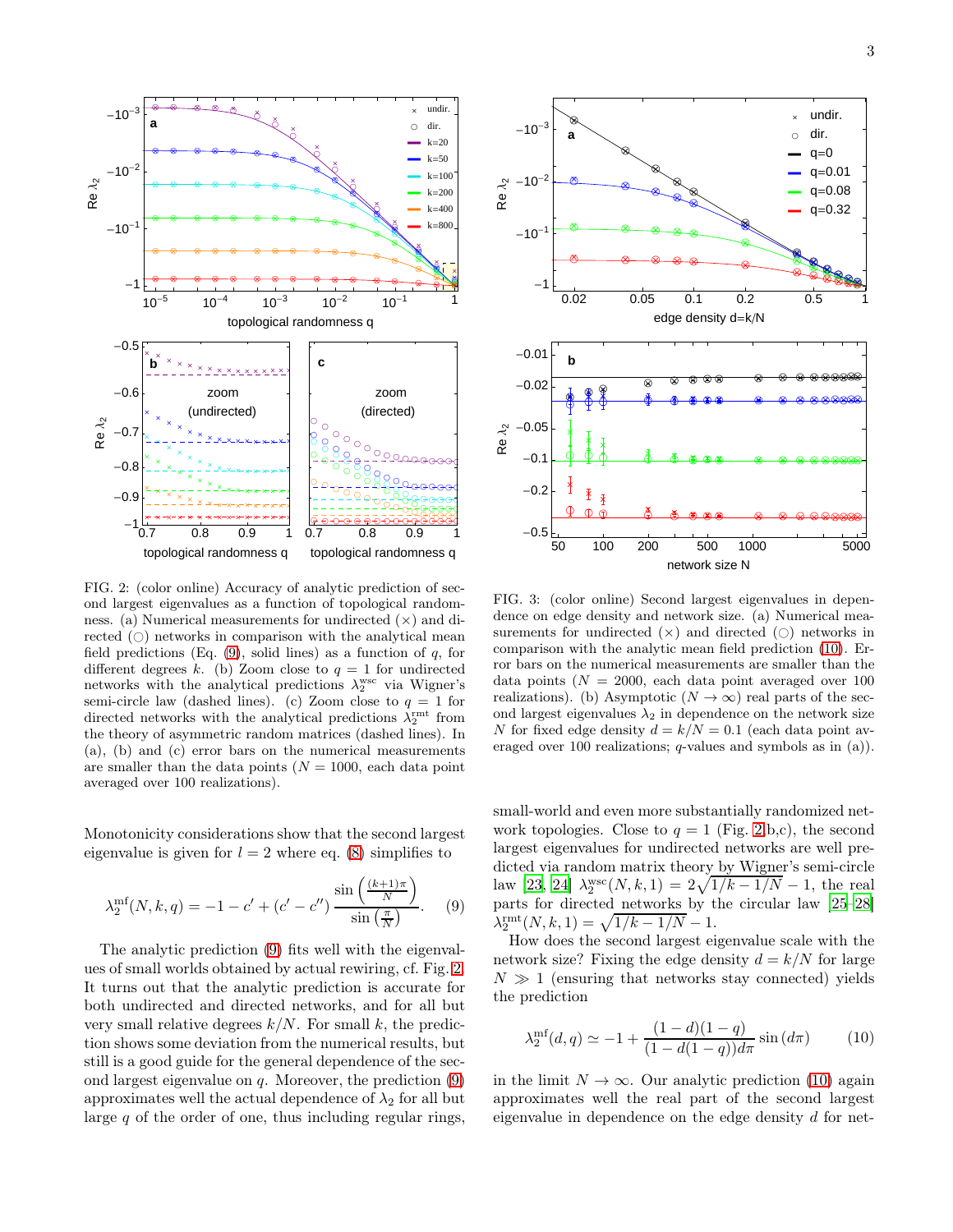FIG. 2: (color online) Accuracy of analytic prediction of second largest eigenvalues as a function of topological randomness. (a) Numerical measurements for undirected (×) and directed (○) networks in comparison with the analytical mean field predictions (Eq. (9), solid lines) as a function of $q$, for different degrees $k$. (b) Zoom close to $q = 1$ for undirected networks with the analytical predictions $\lambda_2^{\rm wsc}$ via Wigner's semi-circle law (dashed lines). (c) Zoom close to $q = 1$ for directed networks with the analytical predictions $\lambda_2^{\rm rmt}$ from the theory of asymmetric random matrices (dashed lines). In (a), (b) and (c) error bars on the numerical measurements are smaller than the data points ($N = 1000$, each data point averaged over 100 realizations).

Monotonicity considerations show that the second largest eigenvalue is given for $l = 2$ where eq. (8) simplifies to

$$\lambda_2^{\rm mf}(N,k,q) = -1 - c' + (c' - c'')\,\frac{\sin\left(\frac{(k+1)\pi}{N}\right)}{\sin\left(\frac{\pi}{N}\right)}. \qquad (9)$$

The analytic prediction (9) fits well with the eigenvalues of small worlds obtained by actual rewiring, cf. Fig. 2. It turns out that the analytic prediction is accurate for both undirected and directed networks, and for all but very small relative degrees $k/N$. For small $k$, the prediction shows some deviation from the numerical results, but still is a good guide for the general dependence of the second largest eigenvalue on $q$. Moreover, the prediction (9) approximates well the actual dependence of $\lambda_2$ for all but large $q$ of the order of one, thus including regular rings, small-world and even more substantially randomized network topologies. Close to $q = 1$ (Fig. 2b,c), the second largest eigenvalues for undirected networks are well predicted via random matrix theory by Wigner's semi-circle law [23, 24] $\lambda_2^{\rm wsc}(N,k,1) = 2\sqrt{1/k - 1/N} - 1$, the real parts for directed networks by the circular law [25–28] $\lambda_2^{\rm rmt}(N,k,1) = \sqrt{1/k - 1/N} - 1$.

FIG. 3: (color online) Second largest eigenvalues in dependence on edge density and network size. (a) Numerical measurements for undirected (×) and directed (○) networks in comparison with the analytic mean field prediction (10). Error bars on the numerical measurements are smaller than the data points ($N = 2000$, each data point averaged over 100 realizations). (b) Asymptotic ($N \to \infty$) real parts of the second largest eigenvalues $\lambda_2$ in dependence on the network size $N$ for fixed edge density $d = k/N = 0.1$ (each data point averaged over 100 realizations; $q$-values and symbols as in (a)).

How does the second largest eigenvalue scale with the network size? Fixing the edge density $d = k/N$ for large $N \gg 1$ (ensuring that networks stay connected) yields the prediction

$$\lambda_2^{\rm mf}(d,q) \simeq -1 + \frac{(1-d)(1-q)}{(1-d(1-q))d\pi}\sin(d\pi) \qquad (10)$$

in the limit $N \to \infty$. Our analytic prediction (10) again approximates well the real part of the second largest eigenvalue in dependence on the edge density $d$ for net-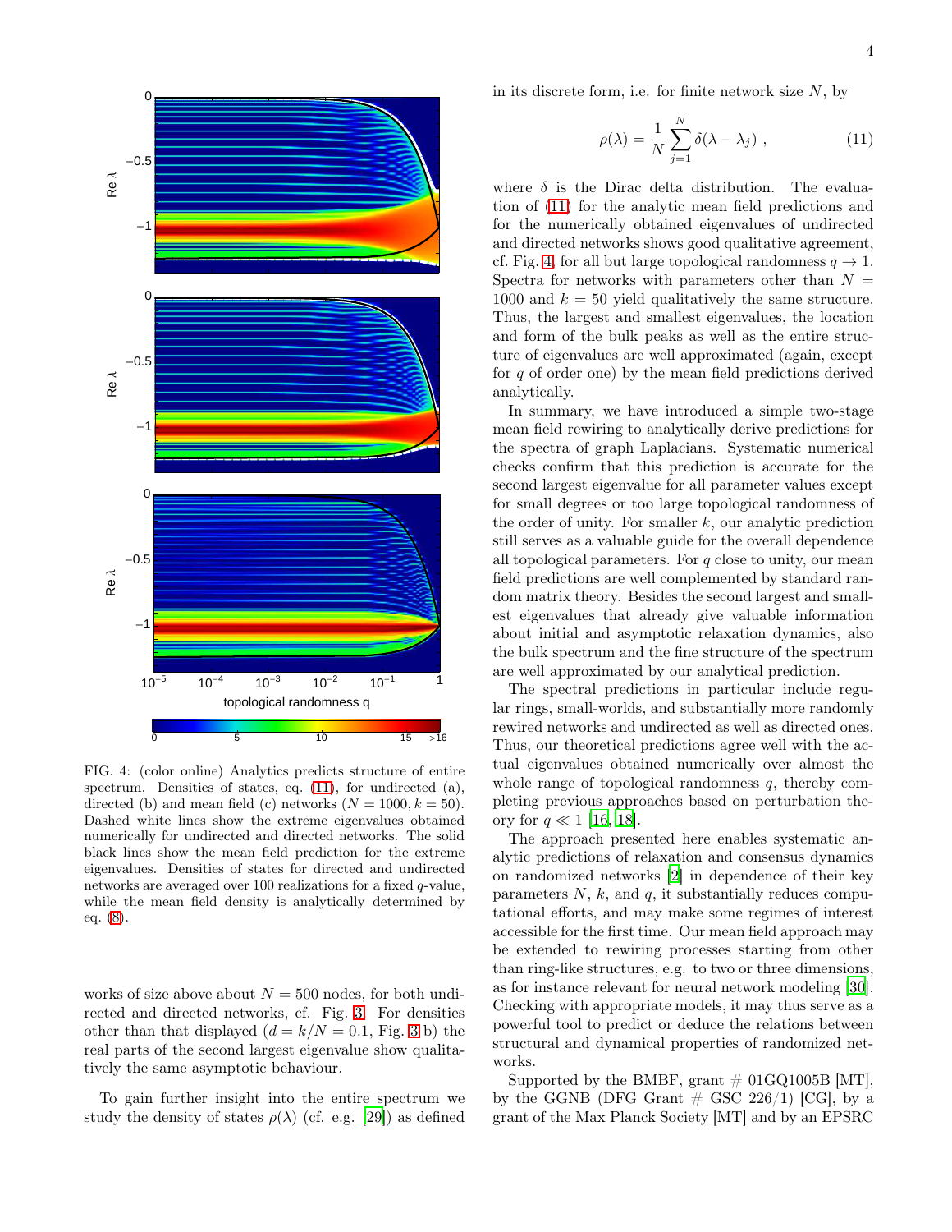FIG. 4: (color online) Analytics predicts structure of entire spectrum. Densities of states, eq. (11), for undirected (a), directed (b) and mean field (c) networks ($N = 1000, k = 50$). Dashed white lines show the extreme eigenvalues obtained numerically for undirected and directed networks. The solid black lines show the mean field prediction for the extreme eigenvalues. Densities of states for directed and undirected networks are averaged over 100 realizations for a fixed $q$-value, while the mean field density is analytically determined by eq. (8).

works of size above about $N = 500$ nodes, for both undirected and directed networks, cf. Fig. 3. For densities other than that displayed ($d = k/N = 0.1$, Fig. 3 b) the real parts of the second largest eigenvalue show qualitatively the same asymptotic behaviour.

To gain further insight into the entire spectrum we study the density of states $\rho(\lambda)$ (cf. e.g. [29]) as defined in its discrete form, i.e. for finite network size $N$, by

$$\rho(\lambda) = \frac{1}{N}\sum_{j=1}^{N}\delta(\lambda - \lambda_j)\ , \tag{11}$$

where $\delta$ is the Dirac delta distribution. The evaluation of (11) for the analytic mean field predictions and for the numerically obtained eigenvalues of undirected and directed networks shows good qualitative agreement, cf. Fig. 4, for all but large topological randomness $q \to 1$. Spectra for networks with parameters other than $N = 1000$ and $k = 50$ yield qualitatively the same structure. Thus, the largest and smallest eigenvalues, the location and form of the bulk peaks as well as the entire structure of eigenvalues are well approximated (again, except for $q$ of order one) by the mean field predictions derived analytically.

In summary, we have introduced a simple two-stage mean field rewiring to analytically derive predictions for the spectra of graph Laplacians. Systematic numerical checks confirm that this prediction is accurate for the second largest eigenvalue for all parameter values except for small degrees or too large topological randomness of the order of unity. For smaller $k$, our analytic prediction still serves as a valuable guide for the overall dependence all topological parameters. For $q$ close to unity, our mean field predictions are well complemented by standard random matrix theory. Besides the second largest and smallest eigenvalues that already give valuable information about initial and asymptotic relaxation dynamics, also the bulk spectrum and the fine structure of the spectrum are well approximated by our analytical prediction.

The spectral predictions in particular include regular rings, small-worlds, and substantially more randomly rewired networks and undirected as well as directed ones. Thus, our theoretical predictions agree well with the actual eigenvalues obtained numerically over almost the whole range of topological randomness $q$, thereby completing previous approaches based on perturbation theory for $q \ll 1$ [16, 18].

The approach presented here enables systematic analytic predictions of relaxation and consensus dynamics on randomized networks [2] in dependence of their key parameters $N$, $k$, and $q$, it substantially reduces computational efforts, and may make some regimes of interest accessible for the first time. Our mean field approach may be extended to rewiring processes starting from other than ring-like structures, e.g. to two or three dimensions, as for instance relevant for neural network modeling [30]. Checking with appropriate models, it may thus serve as a powerful tool to predict or deduce the relations between structural and dynamical properties of randomized networks.

Supported by the BMBF, grant # 01GQ1005B [MT], by the GGNB (DFG Grant # GSC 226/1) [CG], by a grant of the Max Planck Society [MT] and by an EPSRC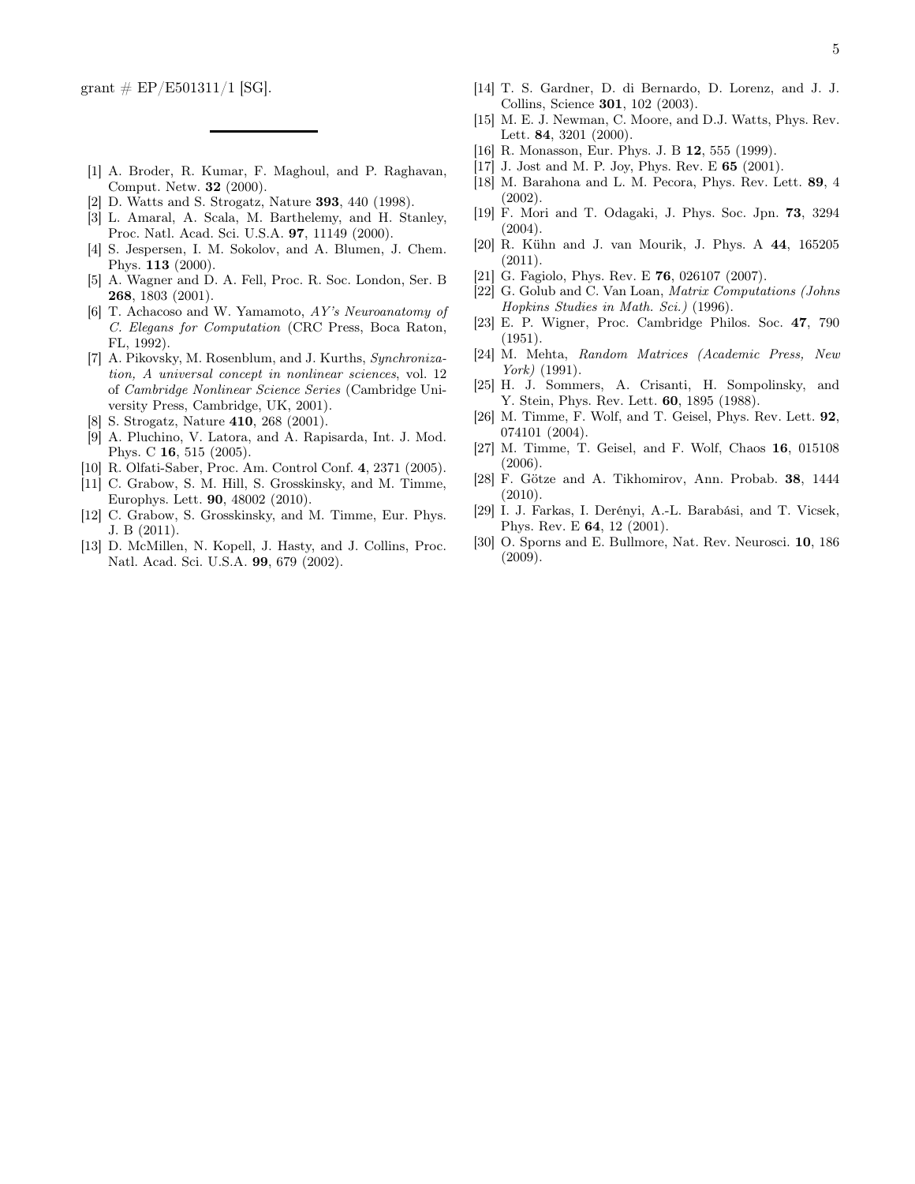grant # EP/E501311/1 [SG].

---

[1] A. Broder, R. Kumar, F. Maghoul, and P. Raghavan, Comput. Netw. **32** (2000).

[2] D. Watts and S. Strogatz, Nature **393**, 440 (1998).

[3] L. Amaral, A. Scala, M. Barthelemy, and H. Stanley, Proc. Natl. Acad. Sci. U.S.A. **97**, 11149 (2000).

[4] S. Jespersen, I. M. Sokolov, and A. Blumen, J. Chem. Phys. **113** (2000).

[5] A. Wagner and D. A. Fell, Proc. R. Soc. London, Ser. B **268**, 1803 (2001).

[6] T. Achacoso and W. Yamamoto, *AY's Neuroanatomy of C. Elegans for Computation* (CRC Press, Boca Raton, FL, 1992).

[7] A. Pikovsky, M. Rosenblum, and J. Kurths, *Synchronization, A universal concept in nonlinear sciences*, vol. 12 of *Cambridge Nonlinear Science Series* (Cambridge University Press, Cambridge, UK, 2001).

[8] S. Strogatz, Nature **410**, 268 (2001).

[9] A. Pluchino, V. Latora, and A. Rapisarda, Int. J. Mod. Phys. C **16**, 515 (2005).

[10] R. Olfati-Saber, Proc. Am. Control Conf. **4**, 2371 (2005).

[11] C. Grabow, S. M. Hill, S. Grosskinsky, and M. Timme, Europhys. Lett. **90**, 48002 (2010).

[12] C. Grabow, S. Grosskinsky, and M. Timme, Eur. Phys. J. B (2011).

[13] D. McMillen, N. Kopell, J. Hasty, and J. Collins, Proc. Natl. Acad. Sci. U.S.A. **99**, 679 (2002).

[14] T. S. Gardner, D. di Bernardo, D. Lorenz, and J. J. Collins, Science **301**, 102 (2003).

[15] M. E. J. Newman, C. Moore, and D.J. Watts, Phys. Rev. Lett. **84**, 3201 (2000).

[16] R. Monasson, Eur. Phys. J. B **12**, 555 (1999).

[17] J. Jost and M. P. Joy, Phys. Rev. E **65** (2001).

[18] M. Barahona and L. M. Pecora, Phys. Rev. Lett. **89**, 4 (2002).

[19] F. Mori and T. Odagaki, J. Phys. Soc. Jpn. **73**, 3294 (2004).

[20] R. Kühn and J. van Mourik, J. Phys. A **44**, 165205 (2011).

[21] G. Fagiolo, Phys. Rev. E **76**, 026107 (2007).

[22] G. Golub and C. Van Loan, *Matrix Computations (Johns Hopkins Studies in Math. Sci.)* (1996).

[23] E. P. Wigner, Proc. Cambridge Philos. Soc. **47**, 790 (1951).

[24] M. Mehta, *Random Matrices (Academic Press, New York)* (1991).

[25] H. J. Sommers, A. Crisanti, H. Sompolinsky, and Y. Stein, Phys. Rev. Lett. **60**, 1895 (1988).

[26] M. Timme, F. Wolf, and T. Geisel, Phys. Rev. Lett. **92**, 074101 (2004).

[27] M. Timme, T. Geisel, and F. Wolf, Chaos **16**, 015108 (2006).

[28] F. Götze and A. Tikhomirov, Ann. Probab. **38**, 1444 (2010).

[29] I. J. Farkas, I. Derényi, A.-L. Barabási, and T. Vicsek, Phys. Rev. E **64**, 12 (2001).

[30] O. Sporns and E. Bullmore, Nat. Rev. Neurosci. **10**, 186 (2009).